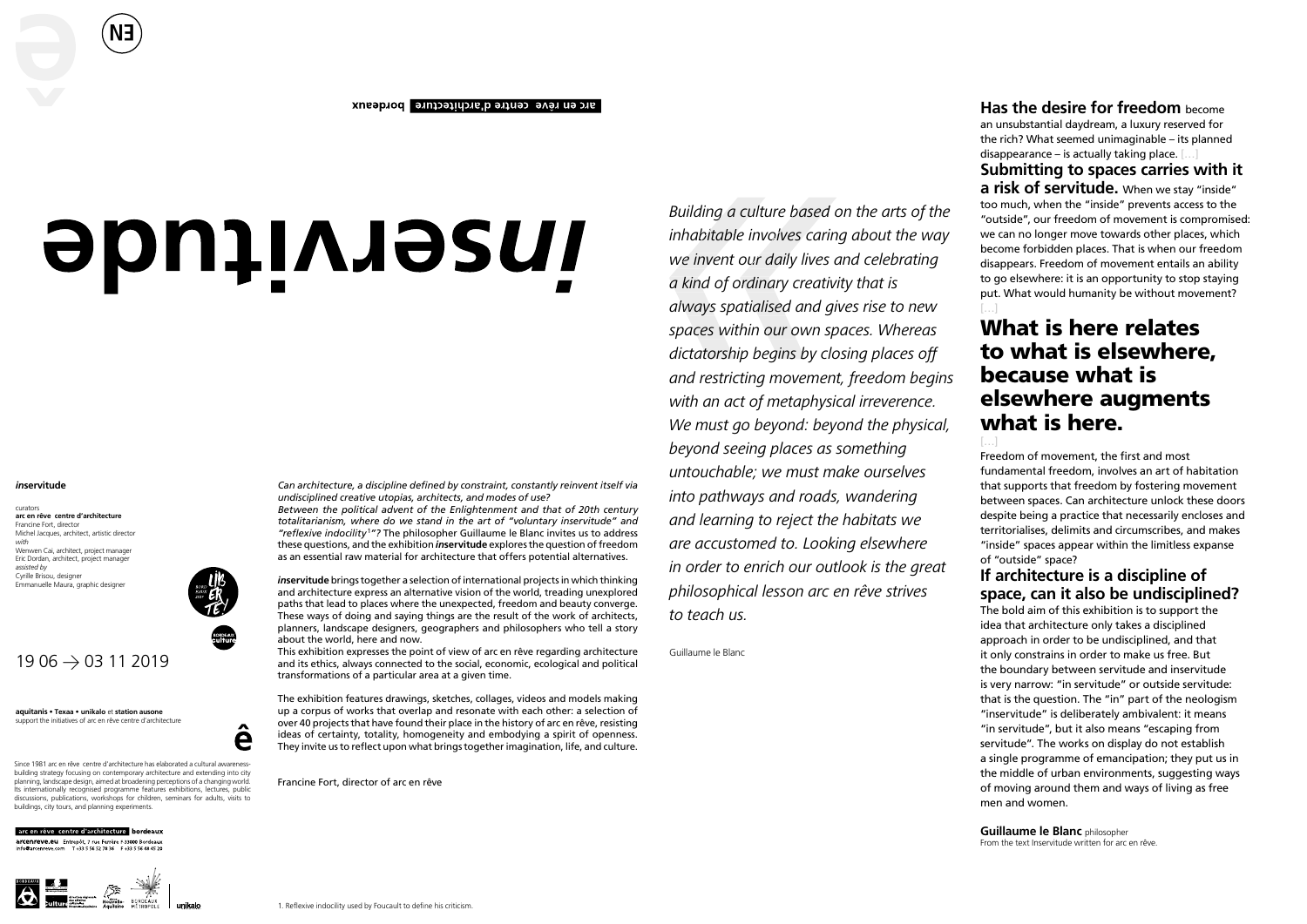# *in*servitude

***in*servitude**

curators
**arc en rêve centre d'architecture**
Francine Fort, director
Michel Jacques, architect, artistic director
*with*
Wenwen Cai, architect, project manager
Eric Dordan, architect, project manager
*assisted by*
Cyrille Brisou, designer
Emmanuelle Maura, graphic designer

19 06 → 03 11 2019

**aquitanis • Texaa • unikalo** et **station ausone**
support the initiatives of arc en rêve centre d'architecture

Since 1981 arc en rêve centre d'architecture has elaborated a cultural awareness-building strategy focusing on contemporary architecture and extending into city planning, landscape design, aimed at broadening perceptions of a changing world. Its internationally recognised programme features exhibitions, lectures, public discussions, publications, workshops for children, seminars for adults, visits to buildings, city tours, and planning experiments.

**arc en rêve centre d'architecture bordeaux**
**arcenreve.eu** Entrepôt, 7 rue Ferrère F 33000 Bordeaux
info@arcenreve.com T +33 5 56 52 78 36 F +33 5 56 48 45 20

*Can architecture, a discipline defined by constraint, constantly reinvent itself via undisciplined creative utopias, architects, and modes of use?*
*Between the political advent of the Enlightenment and that of 20th century totalitarianism, where do we stand in the art of "voluntary inservitude" and "reflexive indocility*[1]*"?* The philosopher Guillaume le Blanc invites us to address these questions, and the exhibition ***in*servitude** explores the question of freedom as an essential raw material for architecture that offers potential alternatives.

***in*servitude** brings together a selection of international projects in which thinking and architecture express an alternative vision of the world, treading unexplored paths that lead to places where the unexpected, freedom and beauty converge. These ways of doing and saying things are the result of the work of architects, planners, landscape designers, geographers and philosophers who tell a story about the world, here and now.
This exhibition expresses the point of view of arc en rêve regarding architecture and its ethics, always connected to the social, economic, ecological and political transformations of a particular area at a given time.

The exhibition features drawings, sketches, collages, videos and models making up a corpus of works that overlap and resonate with each other: a selection of over 40 projects that have found their place in the history of arc en rêve, resisting ideas of certainty, totality, homogeneity and embodying a spirit of openness. They invite us to reflect upon what brings together imagination, life, and culture.

Francine Fort, director of arc en rêve

1. Reflexive indocility used by Foucault to define his criticism.

*Building a culture based on the arts of the inhabitable involves caring about the way we invent our daily lives and celebrating a kind of ordinary creativity that is always spatialised and gives rise to new spaces within our own spaces. Whereas dictatorship begins by closing places off and restricting movement, freedom begins with an act of metaphysical irreverence. We must go beyond: beyond the physical, beyond seeing places as something untouchable; we must make ourselves into pathways and roads, wandering and learning to reject the habitats we are accustomed to. Looking elsewhere in order to enrich our outlook is the great philosophical lesson arc en rêve strives to teach us.*

Guillaume le Blanc

**Has the desire for freedom** become an unsubstantial daydream, a luxury reserved for the rich? What seemed unimaginable – its planned disappearance – is actually taking place. […]

**Submitting to spaces carries with it a risk of servitude.** When we stay "inside" too much, when the "inside" prevents access to the "outside", our freedom of movement is compromised: we can no longer move towards other places, which become forbidden places. That is when our freedom disappears. Freedom of movement entails an ability to go elsewhere: it is an opportunity to stop staying put. What would humanity be without movement? […]

## What is here relates to what is elsewhere, because what is elsewhere augments what is here.

[…]
Freedom of movement, the first and most fundamental freedom, involves an art of habitation that supports that freedom by fostering movement between spaces. Can architecture unlock these doors despite being a practice that necessarily encloses and territorialises, delimits and circumscribes, and makes "inside" spaces appear within the limitless expanse of "outside" space?

### If architecture is a discipline of space, can it also be undisciplined?

The bold aim of this exhibition is to support the idea that architecture only takes a disciplined approach in order to be undisciplined, and that it only constrains in order to make us free. But the boundary between servitude and inservitude is very narrow: "in servitude" or outside servitude: that is the question. The "in" part of the neologism "inservitude" is deliberately ambivalent: it means "in servitude", but it also means "escaping from servitude". The works on display do not establish a single programme of emancipation; they put us in the middle of urban environments, suggesting ways of moving around them and ways of living as free men and women.

**Guillaume le Blanc** philosopher
From the text Inservitude written for arc en rêve.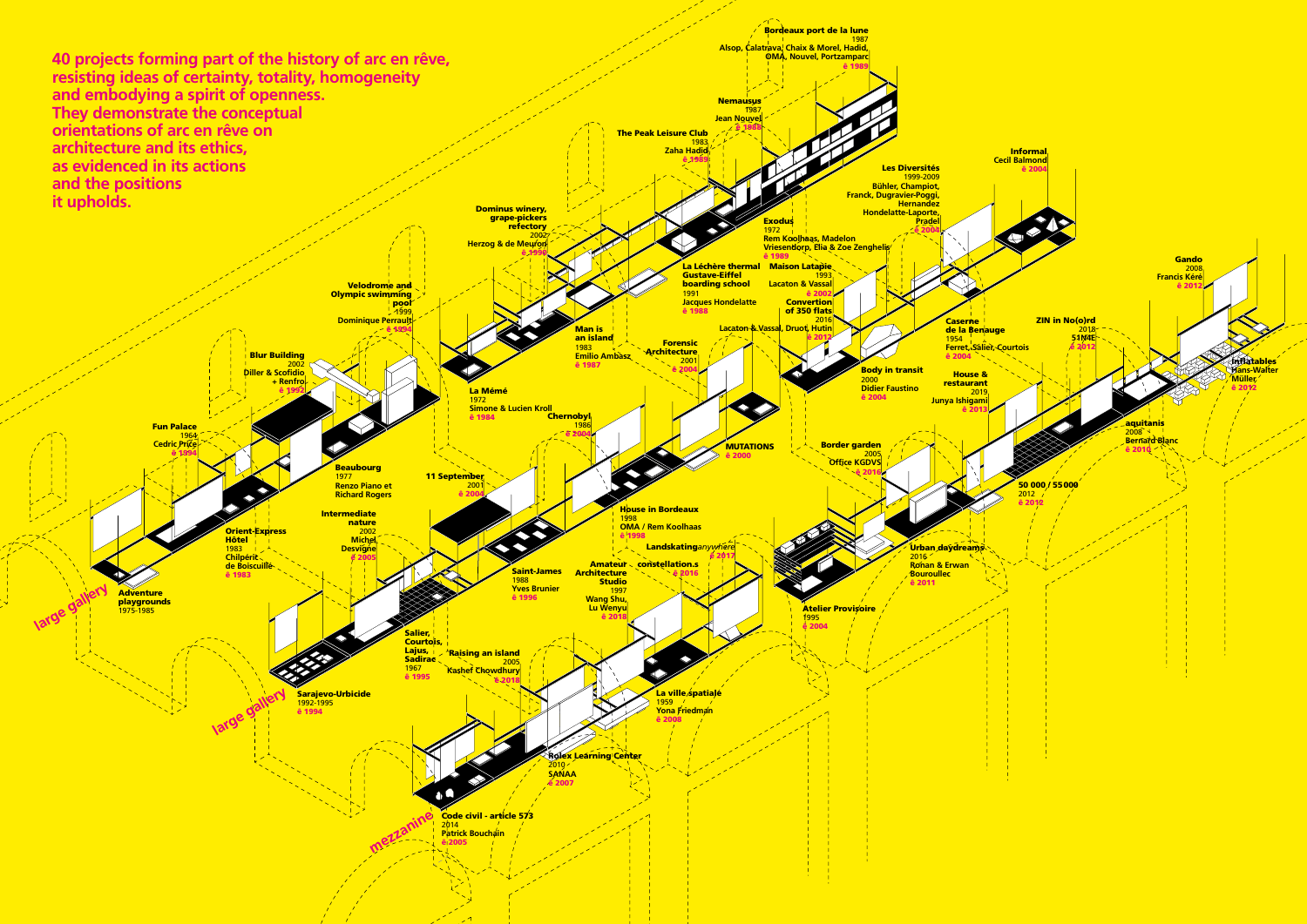**40 projects forming part of the history of arc en rêve, resisting ideas of certainty, totality, homogeneity and embodying a spirit of openness. They demonstrate the conceptual orientations of arc en rêve on architecture and its ethics, as evidenced in its actions and the positions it upholds.**

**Bordeaux port de la lune**
1987
Alsop, Calatrava, Chaix & Morel, Hadid, OMA, Nouvel, Portzamparc
è 1989

**Nemausus**
1987
Jean Nouvel
è 1988

**The Peak Leisure Club**
1983
Zaha Hadid
è 1989

**Informal**
Cecil Balmond
è 2004

**Les Diversités**
1999-2009
Bühler, Champiot, Franck, Dugravier-Poggi, Hernandez
Hondelatte-Laporte, Pradel
è 2004

**Dominus winery, grape-pickers refectory**
2002
Herzog & de Meuron
è 1990

**Exodus**
1972
Rem Koolhaas, Madelon Vriesendorp, Elia & Zoe Zenghelis
è 1989

**La Léchère thermal Gustave-Eiffel boarding school**
1991
Jacques Hondelatte
è 1988

**Maison Latapie**
1993
Lacaton & Vassal
è 2002

**Convertion of 350 flats**
2016
Lacaton & Vassal, Druot, Hutin
è 2012

**Gando**
2008
Francis Kéré
è 2012

**Velodrome and Olympic swimming pool**
1999
Dominique Perrault
è 1994

**Man is an island**
1983
Emilio Ambasz
è 1987

**Forensic Architecture**
2001
è 2004

**Caserne de la Benauge**
1954
Ferret, Salier, Courtois
è 2004

**ZIN in No(o)rd**
2018
51N4E
è 2012

**Inflatables**
Hans-Walter Müller
è 2012

**Blur Building**
2002
Diller & Scofidio + Renfro
è 1992

**La Mémé**
1972
Simone & Lucien Kroll
è 1984

**Body in transit**
2000
Didier Faustino
è 2004

**House & restaurant**
2019
Junya Ishigami
è 2013

**Fun Palace**
1964
Cedric Price
è 1994

**Chernobyl**
1986
è 2004

**MUTATIONS**
è 2000

**aquitanis**
2008
Bernard Blanc
è 2010

**Beaubourg**
1977
Renzo Piano et Richard Rogers

**11 September**
2001
è 2004

**Border garden**
2005
Office KGDVS
è 2016

**50 000 / 55 000**
2012
è 2012

**Orient-Express Hôtel**
1983
Chilpéric de Boiscuillé
è 1983

**Intermediate nature**
2002
Michel Desvigne
è 2005

**House in Bordeaux**
1998
OMA / Rem Koolhaas
è 1998

**Landskating***anywhere*
è 2017

**Urban daydreams**
2016
Ronan & Erwan Bouroullec
è 2011

**Saint-James**
1988
Yves Brunier
è 1996

**Amateur Architecture Studio**
1997
Wang Shu, Lu Wenyu
è 2018

**constellation.s**
è 2016

**Adventure playgrounds**
1975-1985

**Atelier Provisoire**
1995
è 2004

large gallery

**Salier, Courtois, Lajus, Sadirac**
1967
è 1995

**Raising an island**
2005
Kashef Chowdhury
è 2018

**La ville spatiale**
1959
Yona Friedman
è 2008

**Sarajevo-Urbicide**
1992-1995
è 1994

large gallery

**Rolex Learning Center**
2010
SANAA
è 2007

**Code civil - article 573**
2014
Patrick Bouchain
è 2005

mezzanine